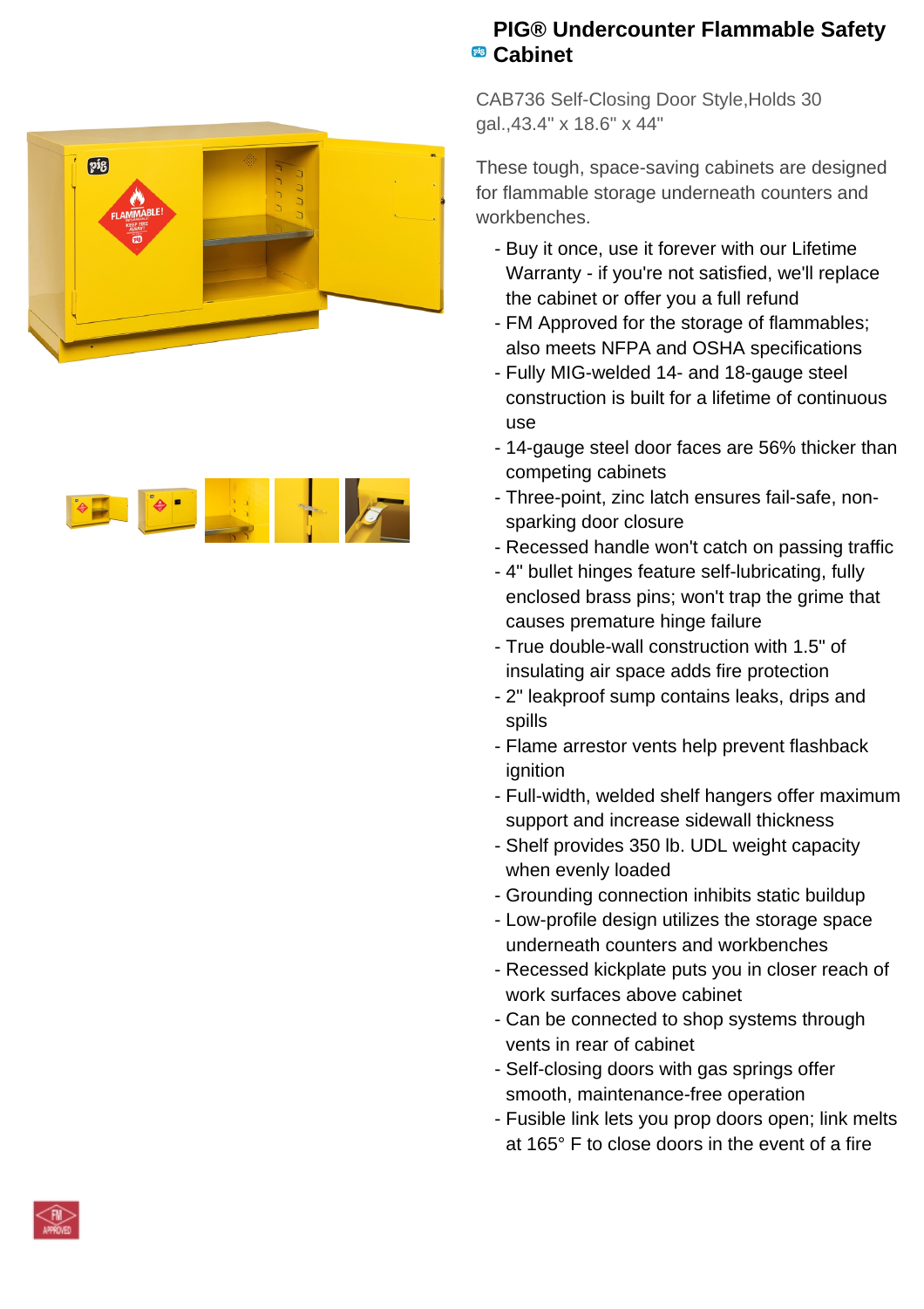# PIG® Undercounter Flammable Safety Cabinet

CAB736 Self-Closing Door Style,Holds 30 gal.,43.4" x 18.6" x 44"

These tough, space-saving cabinets are designed for flammable storage underneath counters and workbenches.

- Buy it once, use it forever with our Lifetime Warranty - if you're not satisfied, we'll replace the cabinet or offer you a full refund
- FM Approved for the storage of flammables; also meets NFPA and OSHA specifications
- Fully MIG-welded 14- and 18-gauge steel construction is built for a lifetime of continuous use
- 14-gauge steel door faces are 56% thicker than competing cabinets
- Three-point, zinc latch ensures fail-safe, non-sparking door closure
- Recessed handle won't catch on passing traffic
- 4" bullet hinges feature self-lubricating, fully enclosed brass pins; won't trap the grime that causes premature hinge failure
- True double-wall construction with 1.5" of insulating air space adds fire protection
- 2" leakproof sump contains leaks, drips and spills
- Flame arrestor vents help prevent flashback ignition
- Full-width, welded shelf hangers offer maximum support and increase sidewall thickness
- Shelf provides 350 lb. UDL weight capacity when evenly loaded
- Grounding connection inhibits static buildup
- Low-profile design utilizes the storage space underneath counters and workbenches
- Recessed kickplate puts you in closer reach of work surfaces above cabinet
- Can be connected to shop systems through vents in rear of cabinet
- Self-closing doors with gas springs offer smooth, maintenance-free operation
- Fusible link lets you prop doors open; link melts at 165° F to close doors in the event of a fire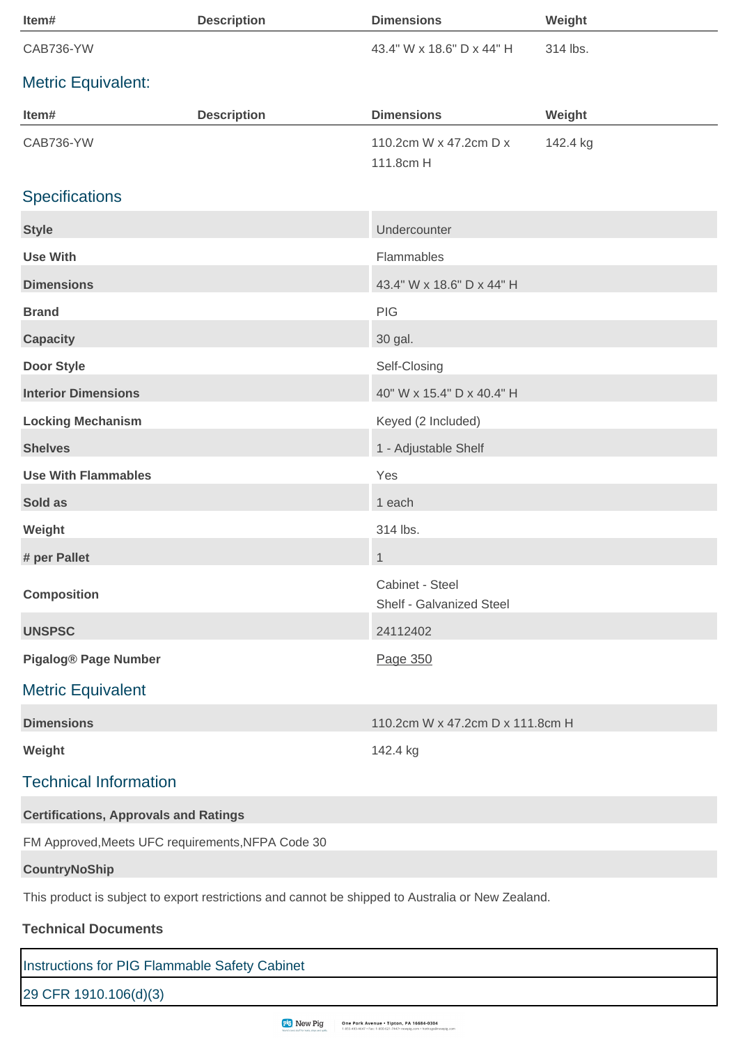| Item# | Description | Dimensions | Weight |
| --- | --- | --- | --- |
| CAB736-YW | | 43.4" W x 18.6" D x 44" H | 314 lbs. |

## Metric Equivalent:

| Item# | Description | Dimensions | Weight |
| --- | --- | --- | --- |
| CAB736-YW | | 110.2cm W x 47.2cm D x 111.8cm H | 142.4 kg |

## Specifications

| | |
| --- | --- |
| **Style** | Undercounter |
| **Use With** | Flammables |
| **Dimensions** | 43.4" W x 18.6" D x 44" H |
| **Brand** | PIG |
| **Capacity** | 30 gal. |
| **Door Style** | Self-Closing |
| **Interior Dimensions** | 40" W x 15.4" D x 40.4" H |
| **Locking Mechanism** | Keyed (2 Included) |
| **Shelves** | 1 - Adjustable Shelf |
| **Use With Flammables** | Yes |
| **Sold as** | 1 each |
| **Weight** | 314 lbs. |
| **# per Pallet** | 1 |
| **Composition** | Cabinet - Steel<br>Shelf - Galvanized Steel |
| **UNSPSC** | 24112402 |
| **Pigalog® Page Number** | Page 350 |

## Metric Equivalent

| | |
| --- | --- |
| **Dimensions** | 110.2cm W x 47.2cm D x 111.8cm H |
| **Weight** | 142.4 kg |

## Technical Information

**Certifications, Approvals and Ratings**

FM Approved,Meets UFC requirements,NFPA Code 30

**CountryNoShip**

This product is subject to export restrictions and cannot be shipped to Australia or New Zealand.

**Technical Documents**

Instructions for PIG Flammable Safety Cabinet

29 CFR 1910.106(d)(3)